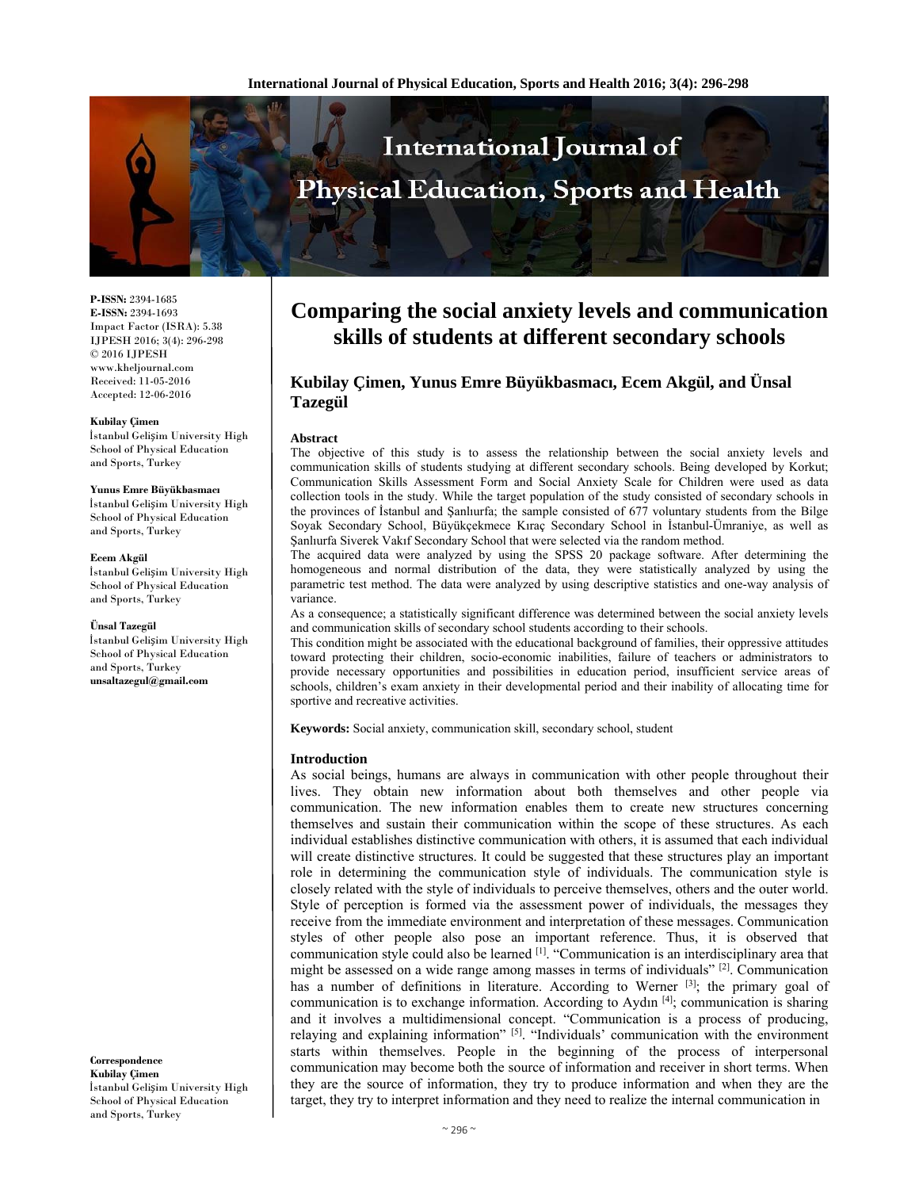# Comparing the social anxiety levels and communication skills of students at different secondary schools

**Kubilay Çimen, Yunus Emre Büyükbasmacı, Ecem Akgül, and Ünsal Tazegül**

P-ISSN: 2394-1685
E-ISSN: 2394-1693
Impact Factor (ISRA): 5.38
IJPESH 2016; 3(4): 296-298
© 2016 IJPESH
www.kheljournal.com
Received: 11-05-2016
Accepted: 12-06-2016

**Kubilay Çimen**
İstanbul Gelişim University High School of Physical Education and Sports, Turkey

**Yunus Emre Büyükbasmacı**
İstanbul Gelişim University High School of Physical Education and Sports, Turkey

**Ecem Akgül**
İstanbul Gelişim University High School of Physical Education and Sports, Turkey

**Ünsal Tazegül**
İstanbul Gelişim University High School of Physical Education and Sports, Turkey
**unsaltazegul@gmail.com**

**Correspondence**
**Kubilay Çimen**
İstanbul Gelişim University High School of Physical Education and Sports, Turkey

## Abstract

The objective of this study is to assess the relationship between the social anxiety levels and communication skills of students studying at different secondary schools. Being developed by Korkut; Communication Skills Assessment Form and Social Anxiety Scale for Children were used as data collection tools in the study. While the target population of the study consisted of secondary schools in the provinces of İstanbul and Şanlıurfa; the sample consisted of 677 voluntary students from the Bilge Soyak Secondary School, Büyükçekmece Kıraç Secondary School in İstanbul-Ümraniye, as well as Şanlıurfa Siverek Vakıf Secondary School that were selected via the random method.

The acquired data were analyzed by using the SPSS 20 package software. After determining the homogeneous and normal distribution of the data, they were statistically analyzed by using the parametric test method. The data were analyzed by using descriptive statistics and one-way analysis of variance.

As a consequence; a statistically significant difference was determined between the social anxiety levels and communication skills of secondary school students according to their schools.

This condition might be associated with the educational background of families, their oppressive attitudes toward protecting their children, socio-economic inabilities, failure of teachers or administrators to provide necessary opportunities and possibilities in education period, insufficient service areas of schools, children's exam anxiety in their developmental period and their inability of allocating time for sportive and recreative activities.

**Keywords:** Social anxiety, communication skill, secondary school, student

## Introduction

As social beings, humans are always in communication with other people throughout their lives. They obtain new information about both themselves and other people via communication. The new information enables them to create new structures concerning themselves and sustain their communication within the scope of these structures. As each individual establishes distinctive communication with others, it is assumed that each individual will create distinctive structures. It could be suggested that these structures play an important role in determining the communication style of individuals. The communication style is closely related with the style of individuals to perceive themselves, others and the outer world. Style of perception is formed via the assessment power of individuals, the messages they receive from the immediate environment and interpretation of these messages. Communication styles of other people also pose an important reference. Thus, it is observed that communication style could also be learned [1]. "Communication is an interdisciplinary area that might be assessed on a wide range among masses in terms of individuals" [2]. Communication has a number of definitions in literature. According to Werner [3]; the primary goal of communication is to exchange information. According to Aydın [4]; communication is sharing and it involves a multidimensional concept. "Communication is a process of producing, relaying and explaining information" [5]. "Individuals' communication with the environment starts within themselves. People in the beginning of the process of interpersonal communication may become both the source of information and receiver in short terms. When they are the source of information, they try to produce information and when they are the target, they try to interpret information and they need to realize the internal communication in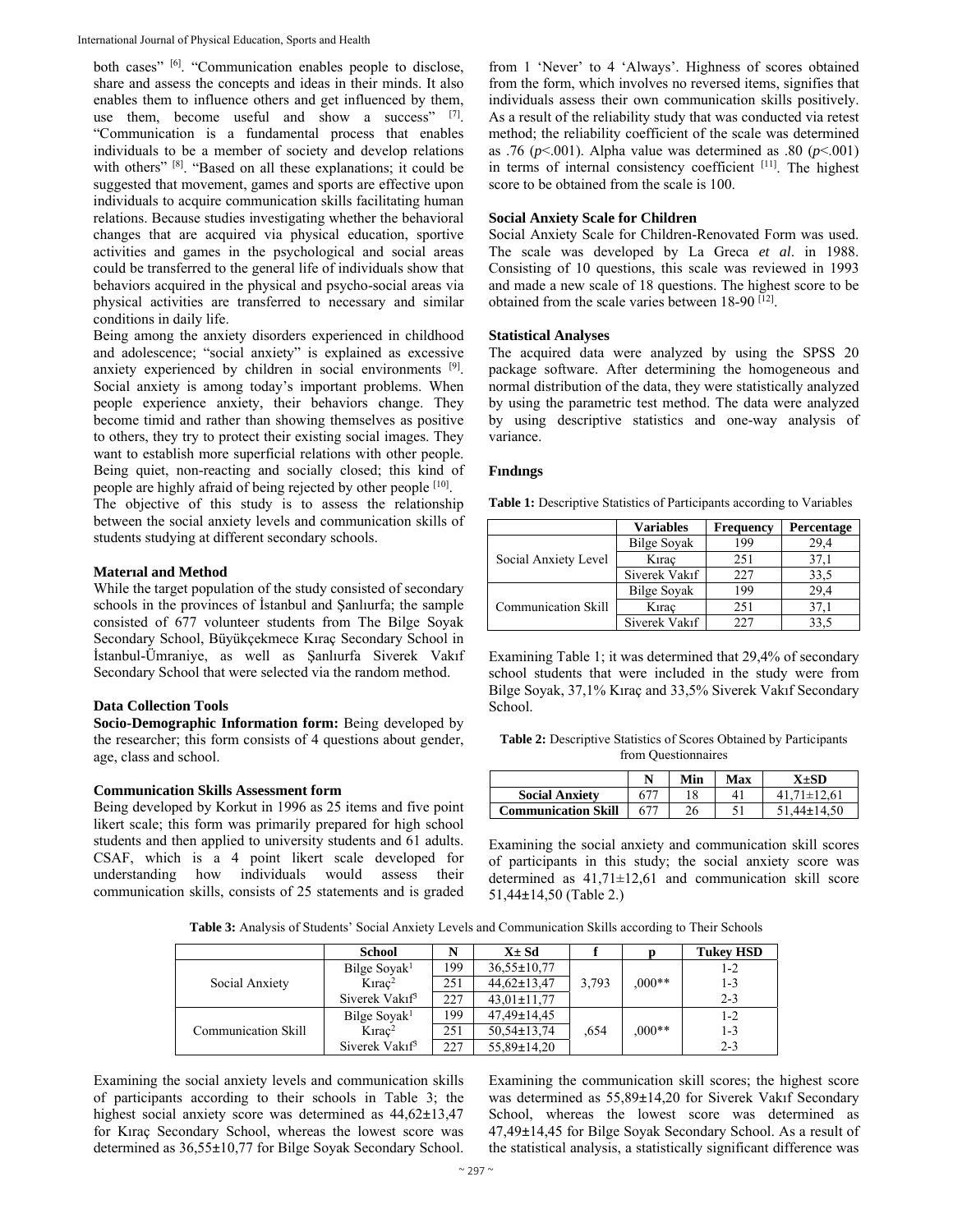both cases" [6]. "Communication enables people to disclose, share and assess the concepts and ideas in their minds. It also enables them to influence others and get influenced by them, use them, become useful and show a success" [7]. "Communication is a fundamental process that enables individuals to be a member of society and develop relations with others" [8]. "Based on all these explanations; it could be suggested that movement, games and sports are effective upon individuals to acquire communication skills facilitating human relations. Because studies investigating whether the behavioral changes that are acquired via physical education, sportive activities and games in the psychological and social areas could be transferred to the general life of individuals show that behaviors acquired in the physical and psycho-social areas via physical activities are transferred to necessary and similar conditions in daily life.

Being among the anxiety disorders experienced in childhood and adolescence; "social anxiety" is explained as excessive anxiety experienced by children in social environments [9]. Social anxiety is among today's important problems. When people experience anxiety, their behaviors change. They become timid and rather than showing themselves as positive to others, they try to protect their existing social images. They want to establish more superficial relations with other people. Being quiet, non-reacting and socially closed; this kind of people are highly afraid of being rejected by other people [10].

The objective of this study is to assess the relationship between the social anxiety levels and communication skills of students studying at different secondary schools.

## Materıal and Method

While the target population of the study consisted of secondary schools in the provinces of İstanbul and Şanlıurfa; the sample consisted of 677 volunteer students from The Bilge Soyak Secondary School, Büyükçekmece Kıraç Secondary School in İstanbul-Ümraniye, as well as Şanlıurfa Siverek Vakıf Secondary School that were selected via the random method.

### Data Collection Tools

**Socio-Demographic Information form:** Being developed by the researcher; this form consists of 4 questions about gender, age, class and school.

### Communication Skills Assessment form

Being developed by Korkut in 1996 as 25 items and five point likert scale; this form was primarily prepared for high school students and then applied to university students and 61 adults. CSAF, which is a 4 point likert scale developed for understanding how individuals would assess their communication skills, consists of 25 statements and is graded from 1 'Never' to 4 'Always'. Highness of scores obtained from the form, which involves no reversed items, signifies that individuals assess their own communication skills positively. As a result of the reliability study that was conducted via retest method; the reliability coefficient of the scale was determined as .76 ($p$<.001). Alpha value was determined as .80 ($p$<.001) in terms of internal consistency coefficient [11]. The highest score to be obtained from the scale is 100.

### Social Anxiety Scale for Children

Social Anxiety Scale for Children-Renovated Form was used. The scale was developed by La Greca *et al*. in 1988. Consisting of 10 questions, this scale was reviewed in 1993 and made a new scale of 18 questions. The highest score to be obtained from the scale varies between 18-90 [12].

### Statistical Analyses

The acquired data were analyzed by using the SPSS 20 package software. After determining the homogeneous and normal distribution of the data, they were statistically analyzed by using the parametric test method. The data were analyzed by using descriptive statistics and one-way analysis of variance.

## Fındıngs

**Table 1:** Descriptive Statistics of Participants according to Variables

| | Variables | Frequency | Percentage |
|---|---|---|---|
| Social Anxiety Level | Bilge Soyak | 199 | 29,4 |
| | Kıraç | 251 | 37,1 |
| | Siverek Vakıf | 227 | 33,5 |
| Communication Skill | Bilge Soyak | 199 | 29,4 |
| | Kıraç | 251 | 37,1 |
| | Siverek Vakıf | 227 | 33,5 |

Examining Table 1; it was determined that 29,4% of secondary school students that were included in the study were from Bilge Soyak, 37,1% Kıraç and 33,5% Siverek Vakıf Secondary School.

**Table 2:** Descriptive Statistics of Scores Obtained by Participants from Questionnaires

| | N | Min | Max | X±SD |
|---|---|---|---|---|
| **Social Anxiety** | 677 | 18 | 41 | 41,71±12,61 |
| **Communication Skill** | 677 | 26 | 51 | 51,44±14,50 |

Examining the social anxiety and communication skill scores of participants in this study; the social anxiety score was determined as 41,71±12,61 and communication skill score 51,44±14,50 (Table 2.)

**Table 3:** Analysis of Students' Social Anxiety Levels and Communication Skills according to Their Schools

| | School | N | X± Sd | f | p | Tukey HSD |
|---|---|---|---|---|---|---|
| Social Anxiety | Bilge Soyak[1] | 199 | 36,55±10,77 | 3,793 | ,000** | 1-2 |
| | Kıraç[2] | 251 | 44,62±13,47 | | | 1-3 |
| | Siverek Vakıf[3] | 227 | 43,01±11,77 | | | 2-3 |
| Communication Skill | Bilge Soyak[1] | 199 | 47,49±14,45 | ,654 | ,000** | 1-2 |
| | Kıraç[2] | 251 | 50,54±13,74 | | | 1-3 |
| | Siverek Vakıf[3] | 227 | 55,89±14,20 | | | 2-3 |

Examining the social anxiety levels and communication skills of participants according to their schools in Table 3; the highest social anxiety score was determined as 44,62±13,47 for Kıraç Secondary School, whereas the lowest score was determined as 36,55±10,77 for Bilge Soyak Secondary School. Examining the communication skill scores; the highest score was determined as 55,89±14,20 for Siverek Vakıf Secondary School, whereas the lowest score was determined as 47,49±14,45 for Bilge Soyak Secondary School. As a result of the statistical analysis, a statistically significant difference was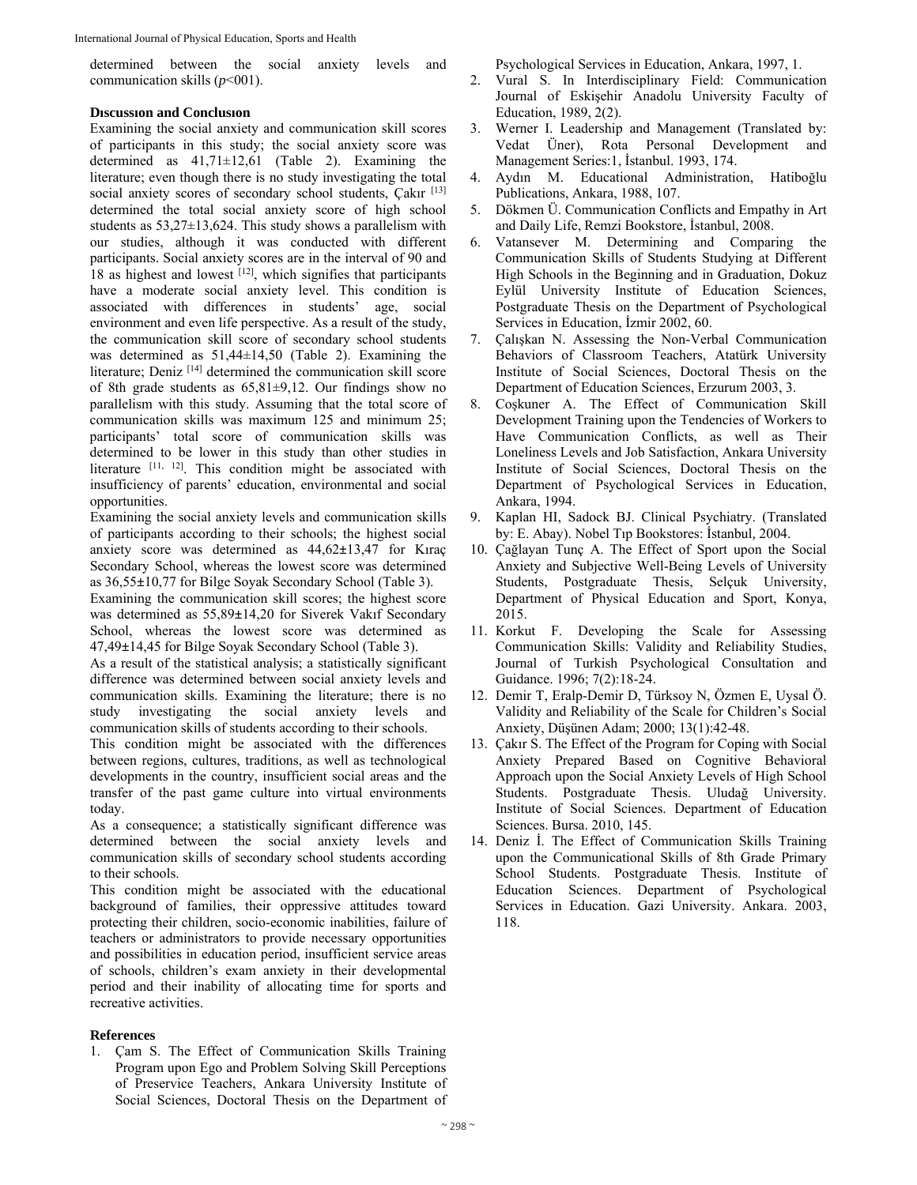determined between the social anxiety levels and communication skills ($p$<001).

### Dıscussıon and Conclusıon

Examining the social anxiety and communication skill scores of participants in this study; the social anxiety score was determined as 41,71±12,61 (Table 2). Examining the literature; even though there is no study investigating the total social anxiety scores of secondary school students, Çakır [13] determined the total social anxiety score of high school students as 53,27±13,624. This study shows a parallelism with our studies, although it was conducted with different participants. Social anxiety scores are in the interval of 90 and 18 as highest and lowest [12], which signifies that participants have a moderate social anxiety level. This condition is associated with differences in students' age, social environment and even life perspective. As a result of the study, the communication skill score of secondary school students was determined as 51,44±14,50 (Table 2). Examining the literature; Deniz [14] determined the communication skill score of 8th grade students as 65,81±9,12. Our findings show no parallelism with this study. Assuming that the total score of communication skills was maximum 125 and minimum 25; participants' total score of communication skills was determined to be lower in this study than other studies in literature [11, 12]. This condition might be associated with insufficiency of parents' education, environmental and social opportunities.

Examining the social anxiety levels and communication skills of participants according to their schools; the highest social anxiety score was determined as 44,62±13,47 for Kıraç Secondary School, whereas the lowest score was determined as 36,55±10,77 for Bilge Soyak Secondary School (Table 3).

Examining the communication skill scores; the highest score was determined as 55,89±14,20 for Siverek Vakıf Secondary School, whereas the lowest score was determined as 47,49±14,45 for Bilge Soyak Secondary School (Table 3).

As a result of the statistical analysis; a statistically significant difference was determined between social anxiety levels and communication skills. Examining the literature; there is no study investigating the social anxiety levels and communication skills of students according to their schools.

This condition might be associated with the differences between regions, cultures, traditions, as well as technological developments in the country, insufficient social areas and the transfer of the past game culture into virtual environments today.

As a consequence; a statistically significant difference was determined between the social anxiety levels and communication skills of secondary school students according to their schools.

This condition might be associated with the educational background of families, their oppressive attitudes toward protecting their children, socio-economic inabilities, failure of teachers or administrators to provide necessary opportunities and possibilities in education period, insufficient service areas of schools, children's exam anxiety in their developmental period and their inability of allocating time for sports and recreative activities.

### References

1. Çam S. The Effect of Communication Skills Training Program upon Ego and Problem Solving Skill Perceptions of Preservice Teachers, Ankara University Institute of Social Sciences, Doctoral Thesis on the Department of Psychological Services in Education, Ankara, 1997, 1.
2. Vural S. In Interdisciplinary Field: Communication Journal of Eskişehir Anadolu University Faculty of Education, 1989, 2(2).
3. Werner I. Leadership and Management (Translated by: Vedat Üner), Rota Personal Development and Management Series:1, İstanbul. 1993, 174.
4. Aydın M. Educational Administration, Hatiboğlu Publications, Ankara, 1988, 107.
5. Dökmen Ü. Communication Conflicts and Empathy in Art and Daily Life, Remzi Bookstore, İstanbul, 2008.
6. Vatansever M. Determining and Comparing the Communication Skills of Students Studying at Different High Schools in the Beginning and in Graduation, Dokuz Eylül University Institute of Education Sciences, Postgraduate Thesis on the Department of Psychological Services in Education, İzmir 2002, 60.
7. Çalışkan N. Assessing the Non-Verbal Communication Behaviors of Classroom Teachers, Atatürk University Institute of Social Sciences, Doctoral Thesis on the Department of Education Sciences, Erzurum 2003, 3.
8. Coşkuner A. The Effect of Communication Skill Development Training upon the Tendencies of Workers to Have Communication Conflicts, as well as Their Loneliness Levels and Job Satisfaction, Ankara University Institute of Social Sciences, Doctoral Thesis on the Department of Psychological Services in Education, Ankara, 1994.
9. Kaplan HI, Sadock BJ. Clinical Psychiatry. (Translated by: E. Abay). Nobel Tıp Bookstores: İstanbul, 2004.
10. Çağlayan Tunç A. The Effect of Sport upon the Social Anxiety and Subjective Well-Being Levels of University Students, Postgraduate Thesis, Selçuk University, Department of Physical Education and Sport, Konya, 2015.
11. Korkut F. Developing the Scale for Assessing Communication Skills: Validity and Reliability Studies, Journal of Turkish Psychological Consultation and Guidance. 1996; 7(2):18-24.
12. Demir T, Eralp-Demir D, Türksoy N, Özmen E, Uysal Ö. Validity and Reliability of the Scale for Children's Social Anxiety, Düşünen Adam; 2000; 13(1):42-48.
13. Çakır S. The Effect of the Program for Coping with Social Anxiety Prepared Based on Cognitive Behavioral Approach upon the Social Anxiety Levels of High School Students. Postgraduate Thesis. Uludağ University. Institute of Social Sciences. Department of Education Sciences. Bursa. 2010, 145.
14. Deniz İ. The Effect of Communication Skills Training upon the Communicational Skills of 8th Grade Primary School Students. Postgraduate Thesis. Institute of Education Sciences. Department of Psychological Services in Education. Gazi University. Ankara. 2003, 118.